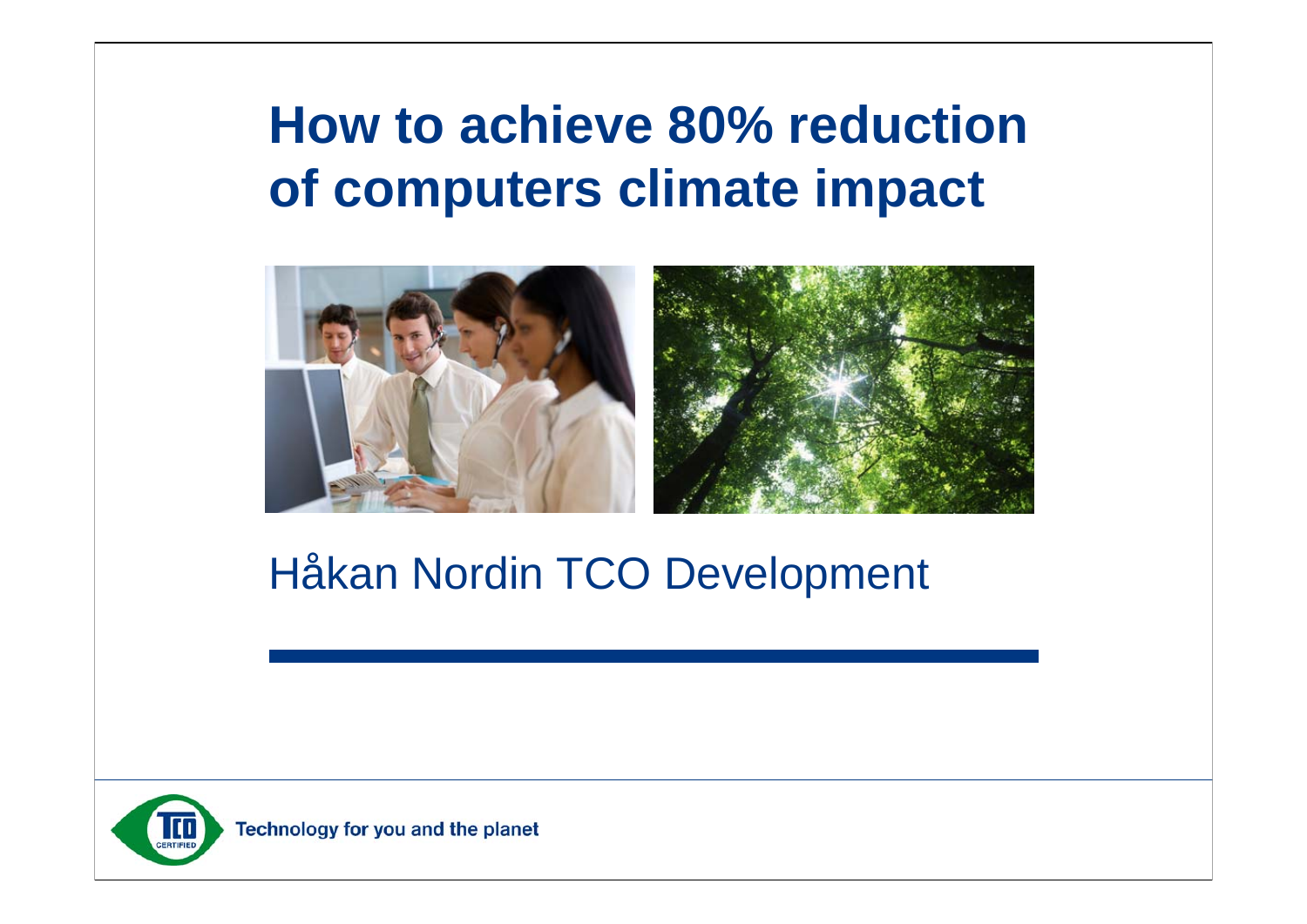# How to achieve 80% reduction of computers climate impact

Håkan Nordin TCO Development

Technology for you and the planet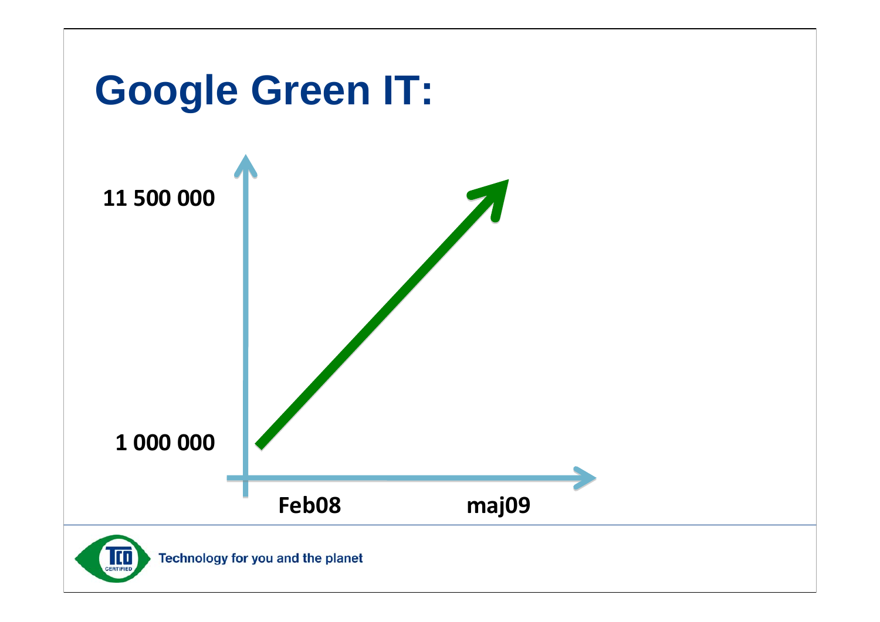# Google Green IT:

11 500 000

1 000 000

Feb08

maj09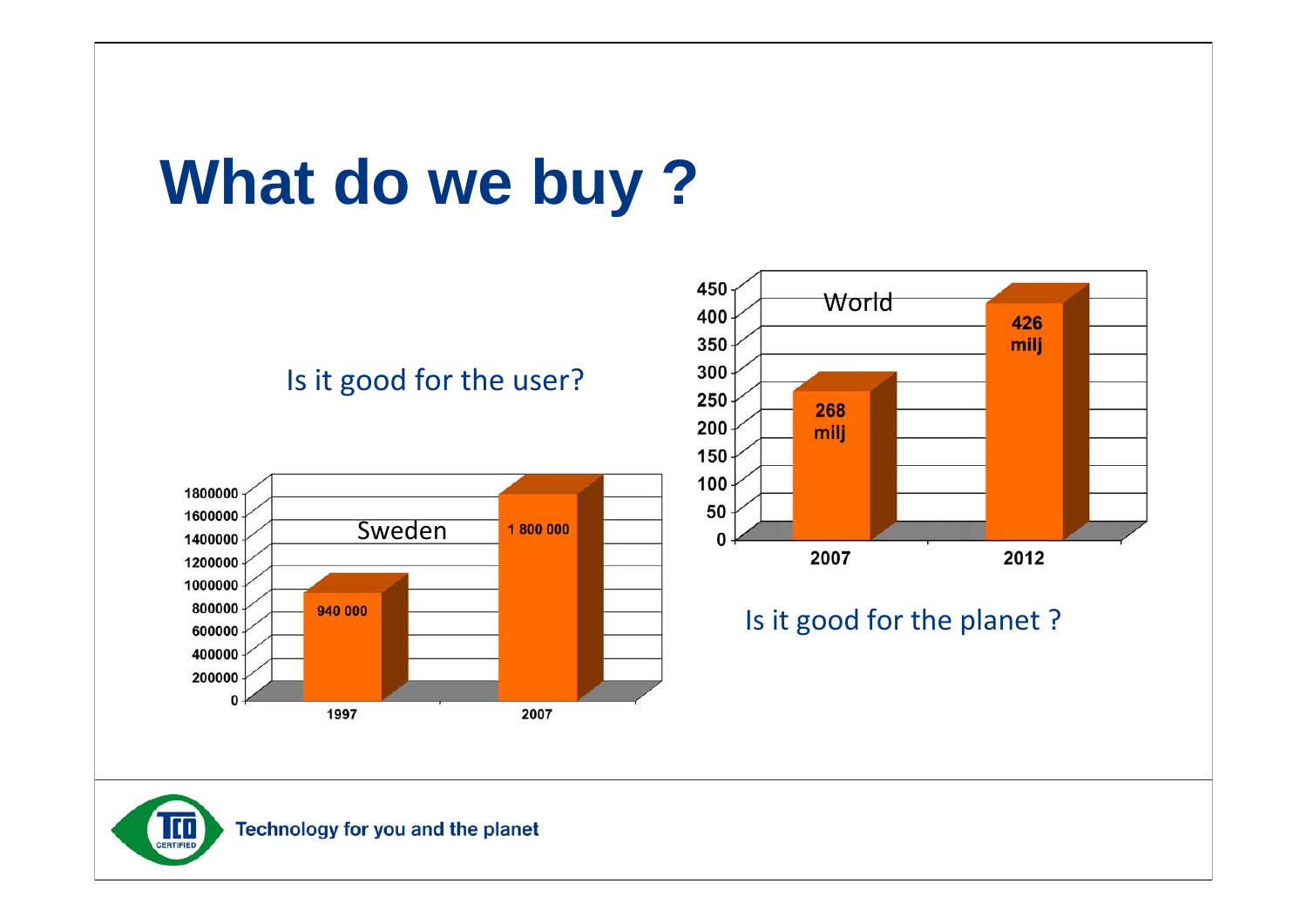# What do we buy ?

Is it good for the user?

Sweden

| Year | Value |
| --- | --- |
| 1997 | 940 000 |
| 2007 | 1 800 000 |

World

| Year | Value |
| --- | --- |
| 2007 | 268 milj |
| 2012 | 426 milj |

Is it good for the planet ?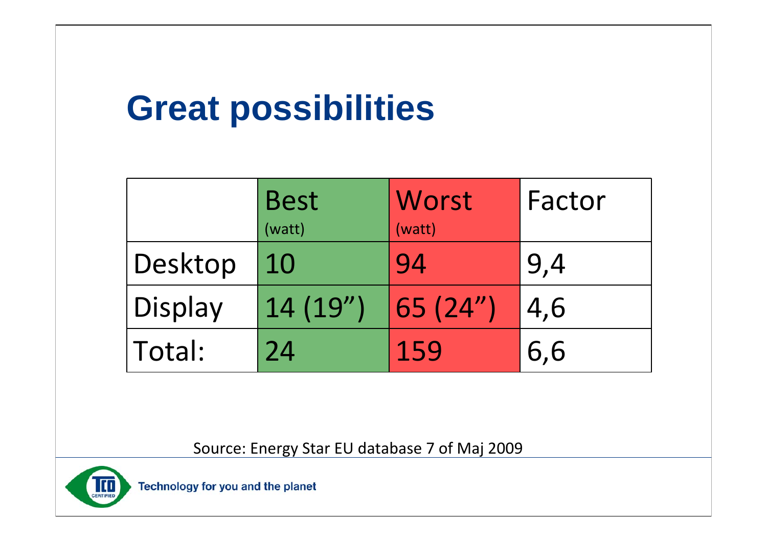# Great possibilities

| | Best (watt) | Worst (watt) | Factor |
|---|---|---|---|
| Desktop | 10 | 94 | 9,4 |
| Display | 14 (19”) | 65 (24”) | 4,6 |
| Total: | 24 | 159 | 6,6 |

Source: Energy Star EU database 7 of Maj 2009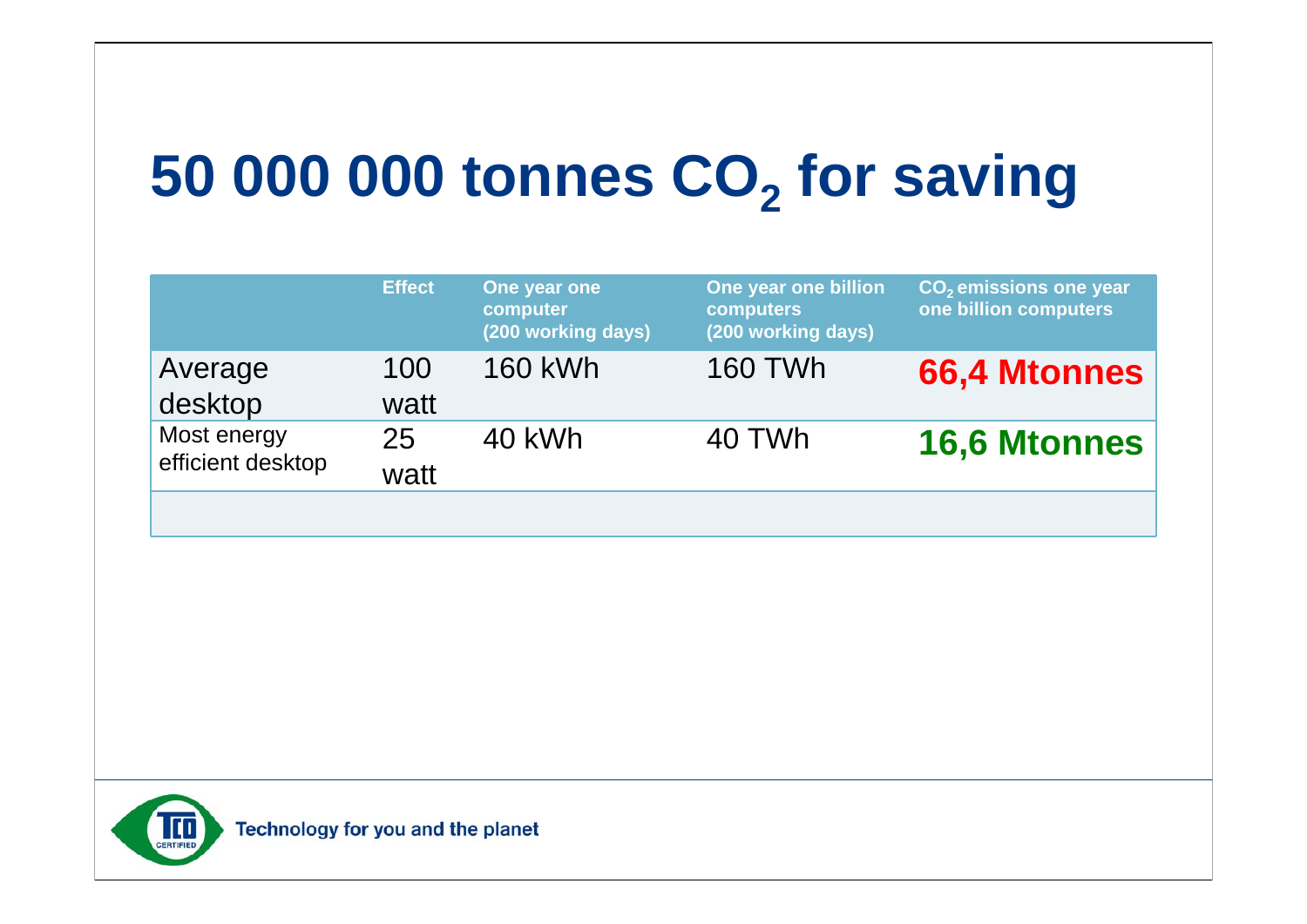# 50 000 000 tonnes $CO_2$ for saving

| | Effect | One year one computer (200 working days) | One year one billion computers (200 working days) | $CO_2$ emissions one year one billion computers |
|---|---|---|---|---|
| Average desktop | 100 watt | 160 kWh | 160 TWh | **66,4 Mtonnes** |
| Most energy efficient desktop | 25 watt | 40 kWh | 40 TWh | **16,6 Mtonnes** |
| | | | | |

Technology for you and the planet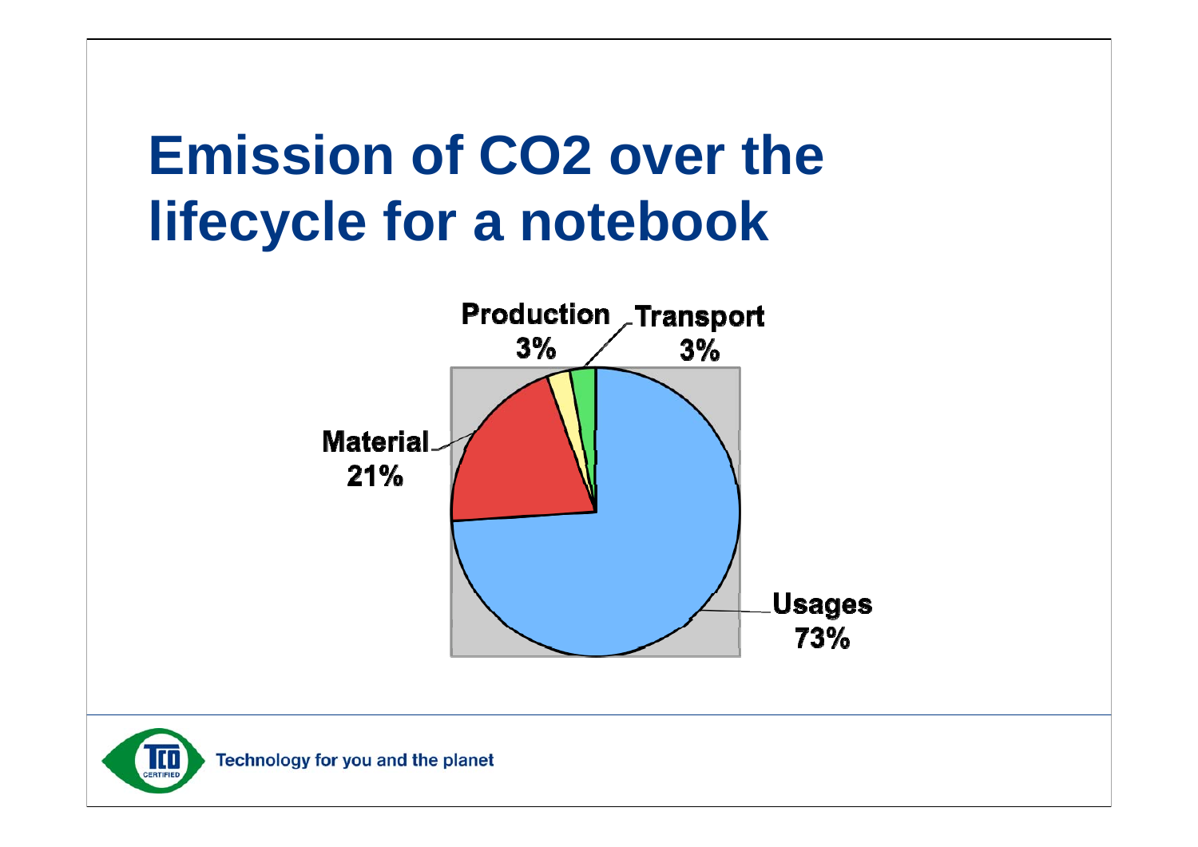# Emission of $CO_2$ over the lifecycle for a notebook

Production 3%

Transport 3%

Material 21%

Usages 73%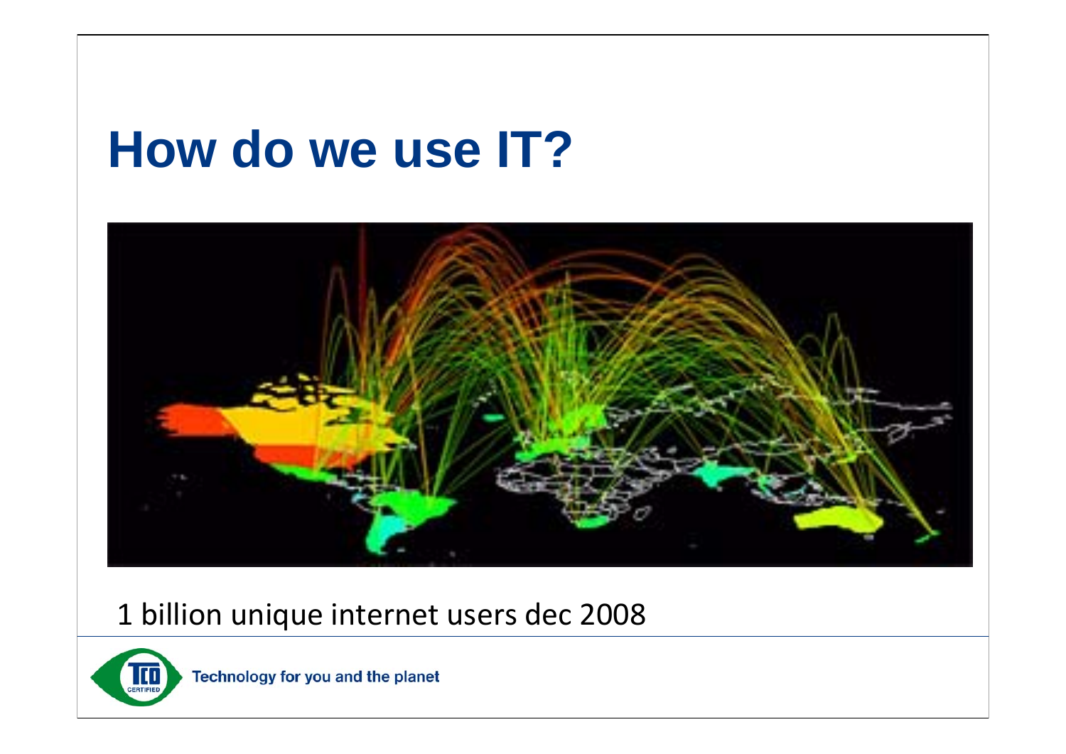# How do we use IT?

1 billion unique internet users dec 2008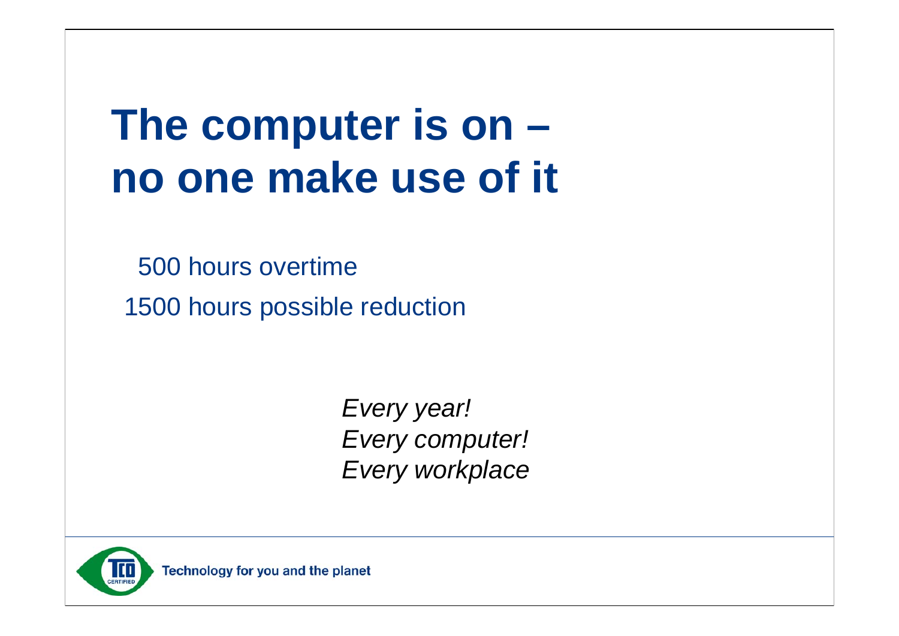# The computer is on – no one make use of it

500 hours overtime

1500 hours possible reduction

*Every year!*
*Every computer!*
*Every workplace*

Technology for you and the planet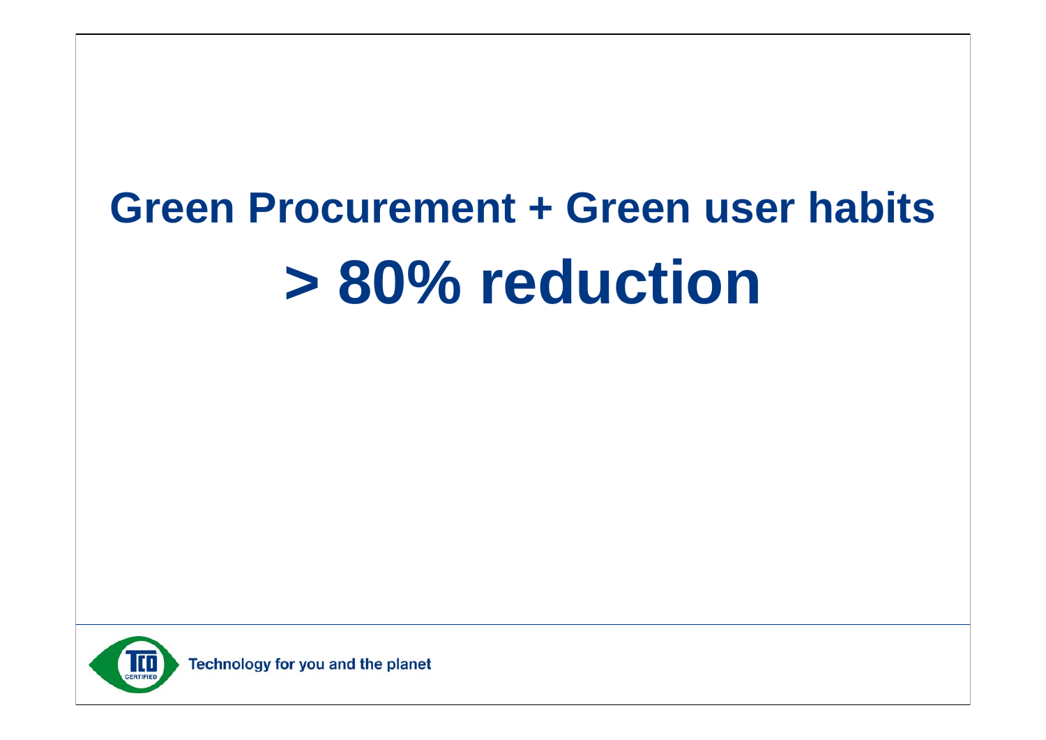# Green Procurement + Green user habits

# > 80% reduction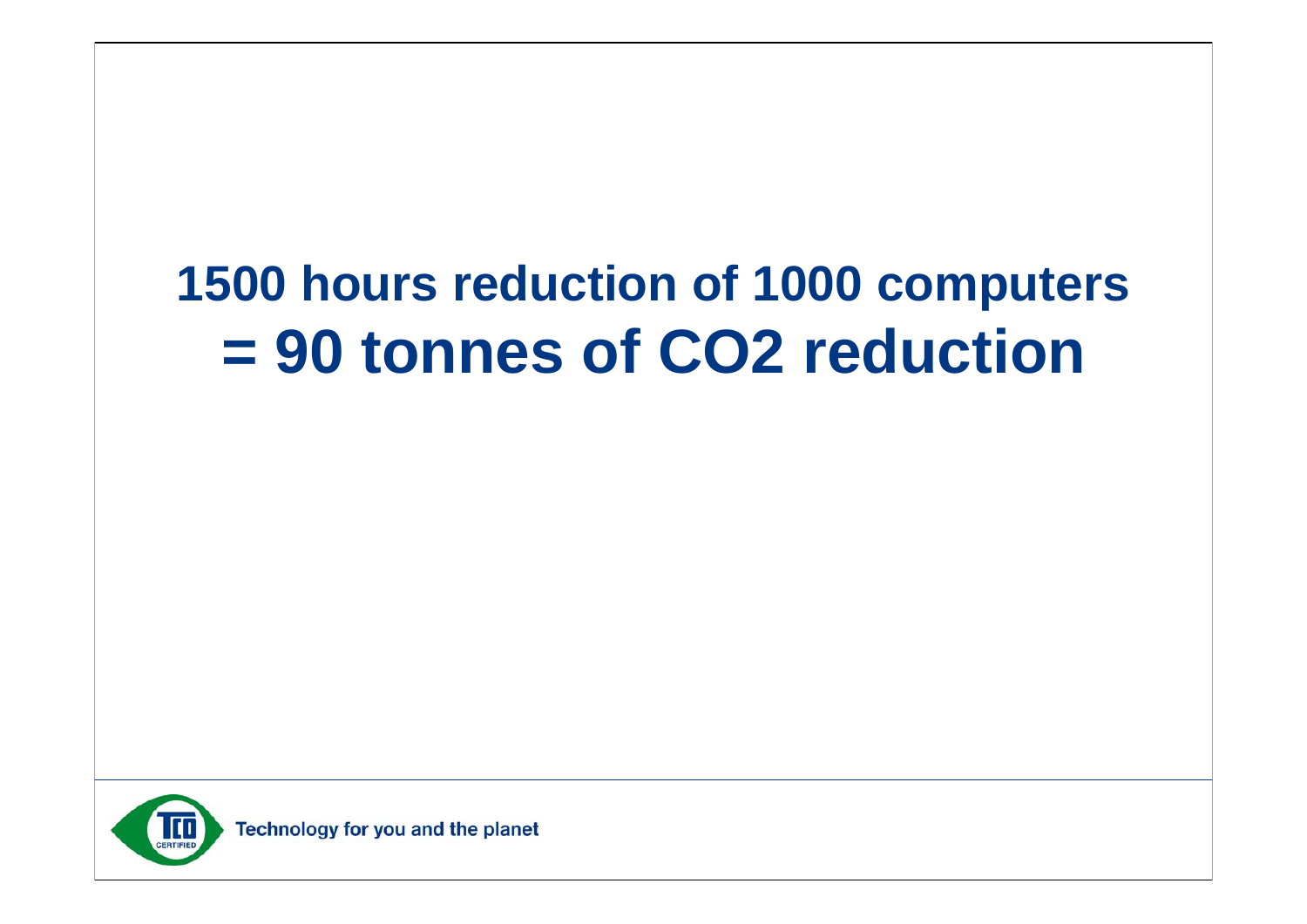# 1500 hours reduction of 1000 computers = 90 tonnes of $CO_2$ reduction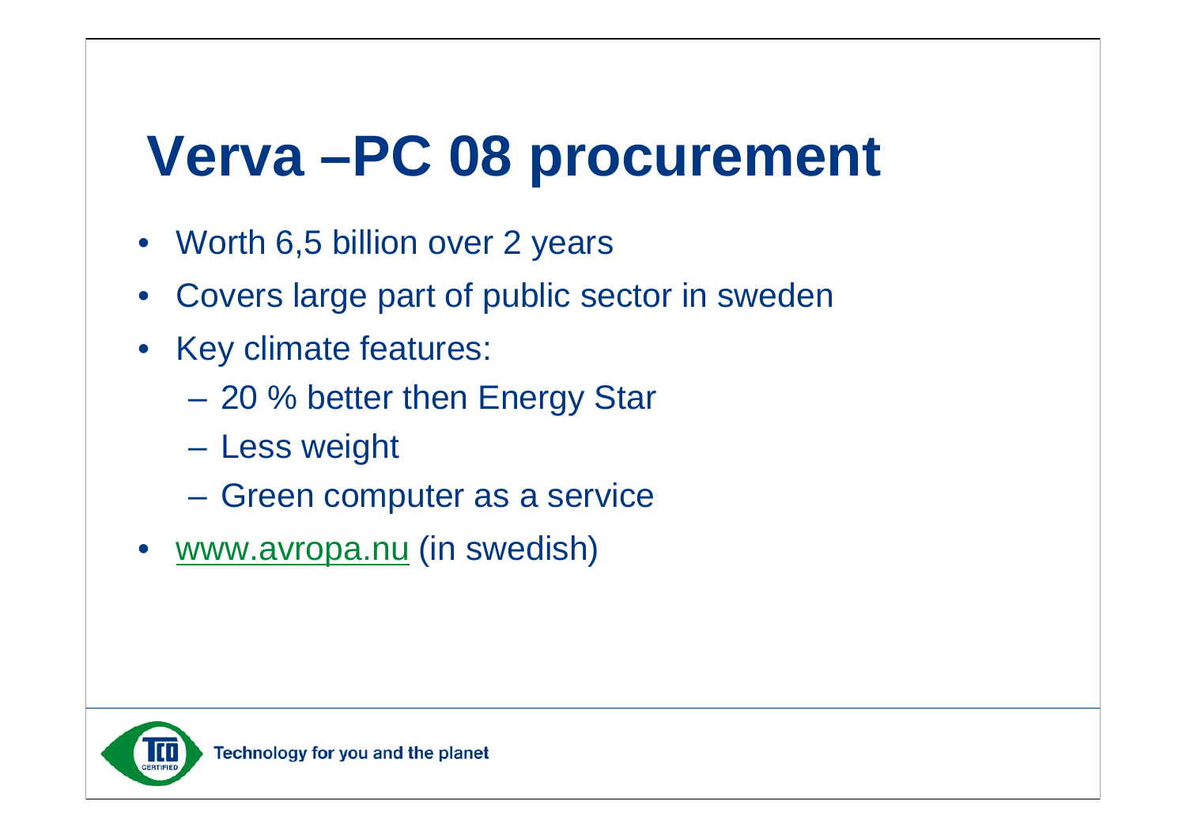# Verva –PC 08 procurement

- Worth 6,5 billion over 2 years
- Covers large part of public sector in sweden
- Key climate features:
  - 20 % better then Energy Star
  - Less weight
  - Green computer as a service
- www.avropa.nu (in swedish)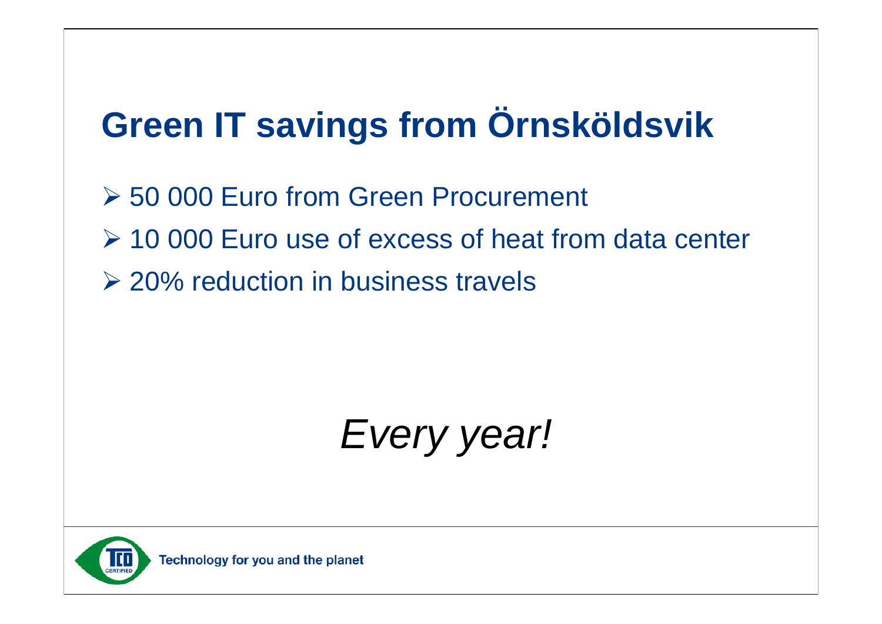# Green IT savings from Örnsköldsvik

- 50 000 Euro from Green Procurement
- 10 000 Euro use of excess of heat from data center
- 20% reduction in business travels

*Every year!*

Technology for you and the planet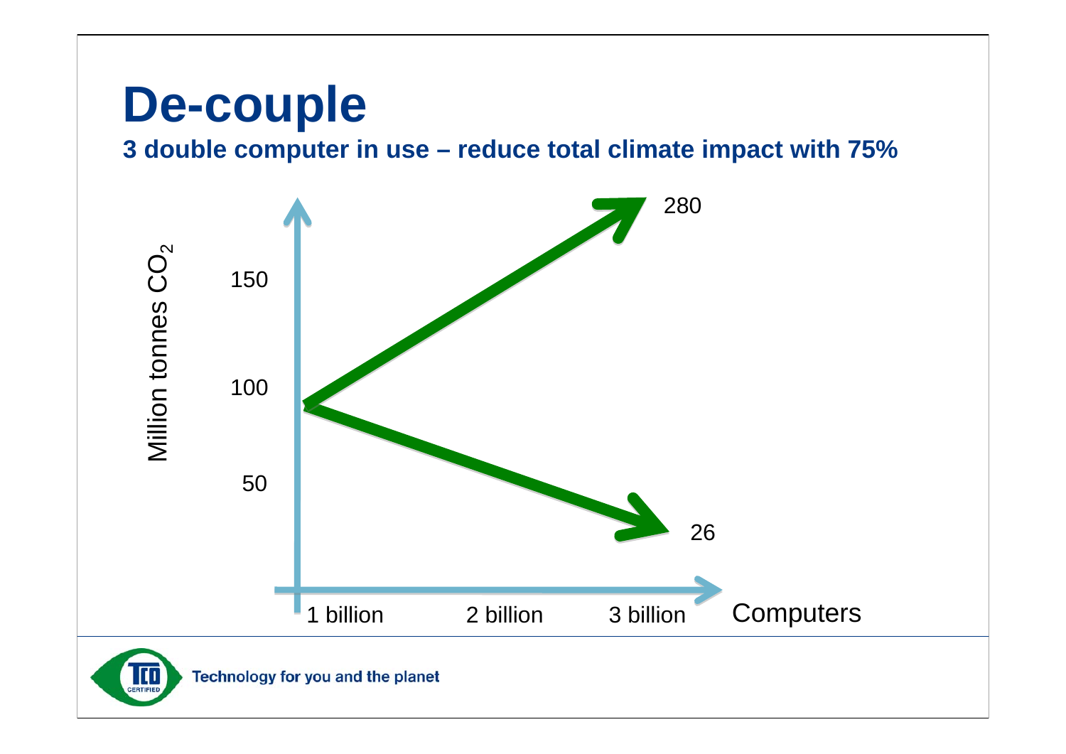# De-couple

**3 double computer in use – reduce total climate impact with 75%**

Million tonnes $CO_2$

150

100

50

280

26

1 billion 2 billion 3 billion Computers

Technology for you and the planet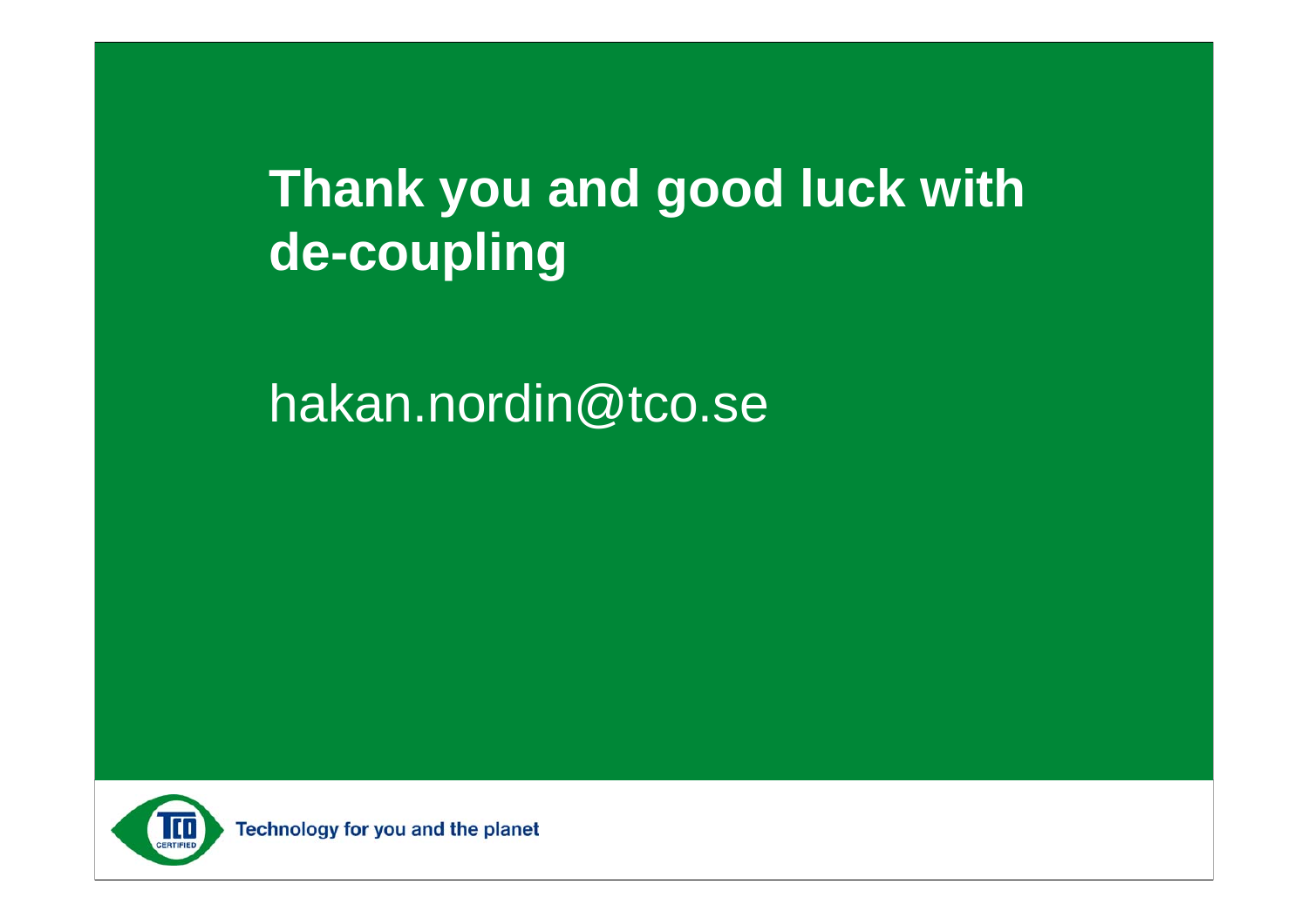# Thank you and good luck with de-coupling

hakan.nordin@tco.se

Technology for you and the planet